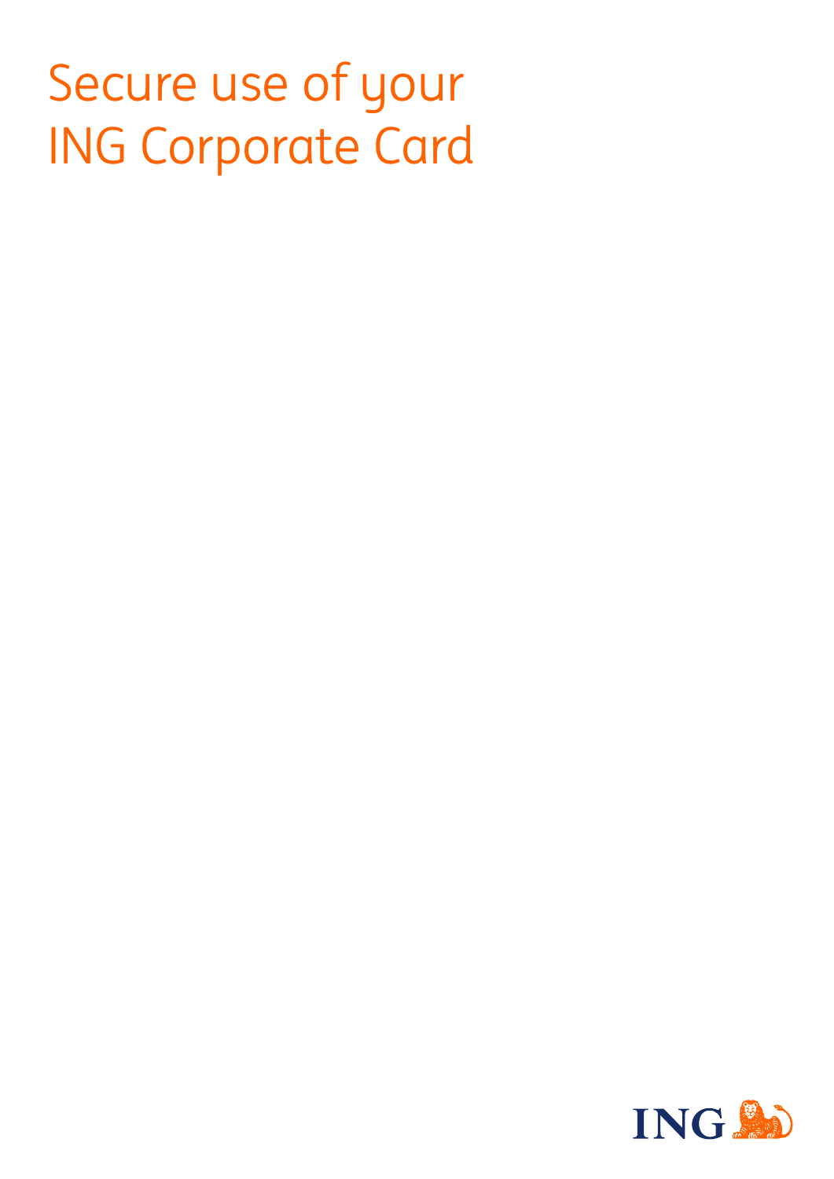# Secure use of your ING Corporate Card

ING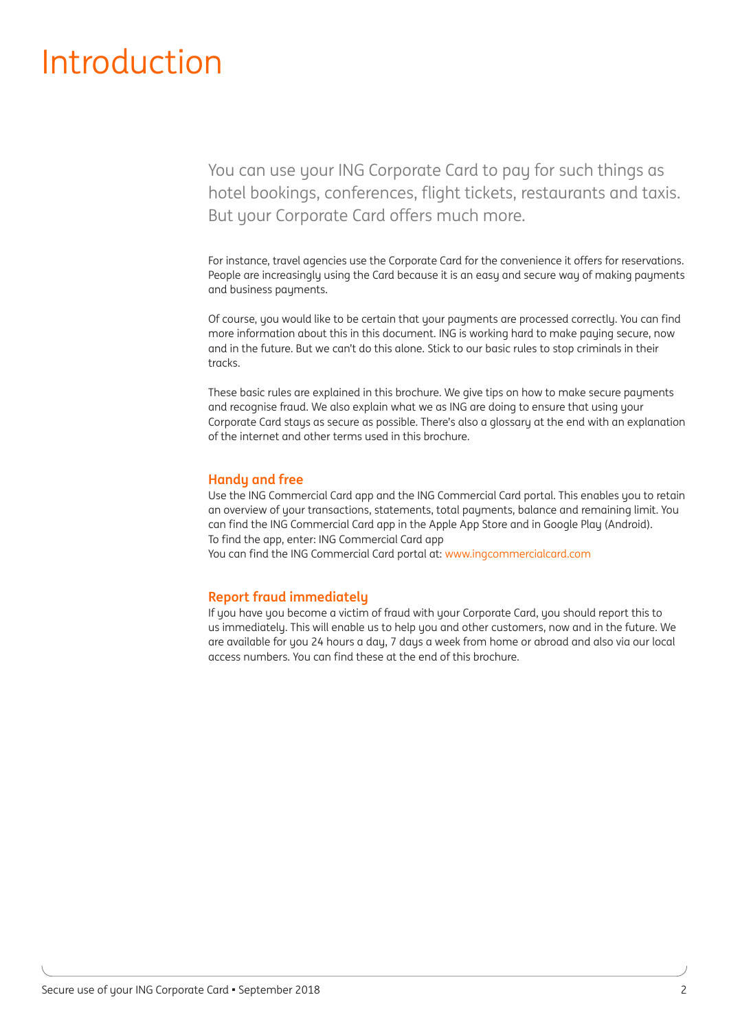# Introduction

You can use your ING Corporate Card to pay for such things as hotel bookings, conferences, flight tickets, restaurants and taxis. But your Corporate Card offers much more.

For instance, travel agencies use the Corporate Card for the convenience it offers for reservations. People are increasingly using the Card because it is an easy and secure way of making payments and business payments.

Of course, you would like to be certain that your payments are processed correctly. You can find more information about this in this document. ING is working hard to make paying secure, now and in the future. But we can't do this alone. Stick to our basic rules to stop criminals in their tracks.

These basic rules are explained in this brochure. We give tips on how to make secure payments and recognise fraud. We also explain what we as ING are doing to ensure that using your Corporate Card stays as secure as possible. There's also a glossary at the end with an explanation of the internet and other terms used in this brochure.

### Handy and free

Use the ING Commercial Card app and the ING Commercial Card portal. This enables you to retain an overview of your transactions, statements, total payments, balance and remaining limit. You can find the ING Commercial Card app in the Apple App Store and in Google Play (Android).
To find the app, enter: ING Commercial Card app
You can find the ING Commercial Card portal at: www.ingcommercialcard.com

### Report fraud immediately

If you have you become a victim of fraud with your Corporate Card, you should report this to us immediately. This will enable us to help you and other customers, now and in the future. We are available for you 24 hours a day, 7 days a week from home or abroad and also via our local access numbers. You can find these at the end of this brochure.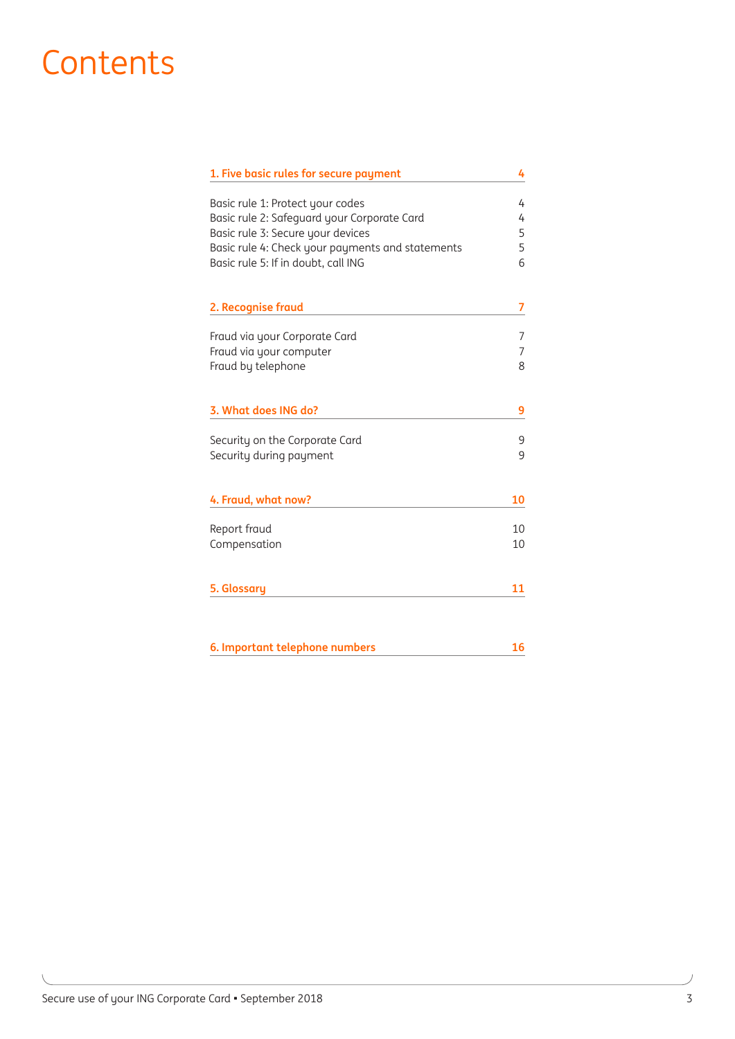# Contents

| | |
|---|---|
| **1. Five basic rules for secure payment** | **4** |
| Basic rule 1: Protect your codes | 4 |
| Basic rule 2: Safeguard your Corporate Card | 4 |
| Basic rule 3: Secure your devices | 5 |
| Basic rule 4: Check your payments and statements | 5 |
| Basic rule 5: If in doubt, call ING | 6 |
| **2. Recognise fraud** | **7** |
| Fraud via your Corporate Card | 7 |
| Fraud via your computer | 7 |
| Fraud by telephone | 8 |
| **3. What does ING do?** | **9** |
| Security on the Corporate Card | 9 |
| Security during payment | 9 |
| **4. Fraud, what now?** | **10** |
| Report fraud | 10 |
| Compensation | 10 |
| **5. Glossary** | **11** |
| **6. Important telephone numbers** | **16** |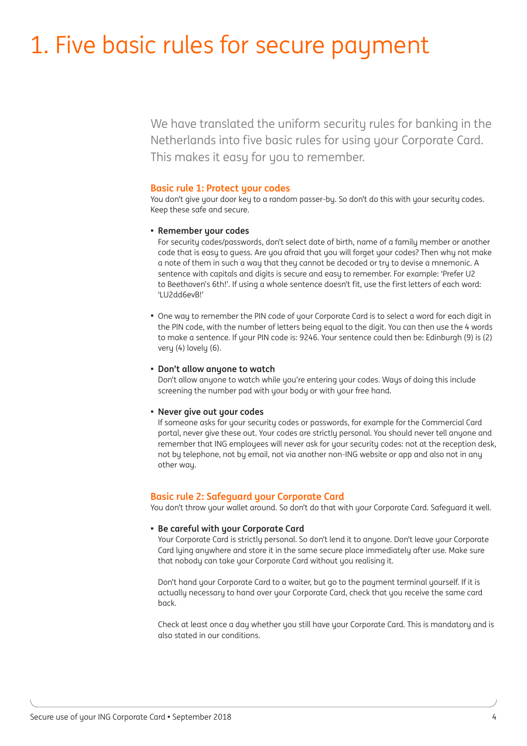# 1. Five basic rules for secure payment

We have translated the uniform security rules for banking in the Netherlands into five basic rules for using your Corporate Card. This makes it easy for you to remember.

## Basic rule 1: Protect your codes

You don't give your door key to a random passer-by. So don't do this with your security codes. Keep these safe and secure.

- **Remember your codes**
  For security codes/passwords, don't select date of birth, name of a family member or another code that is easy to guess. Are you afraid that you will forget your codes? Then why not make a note of them in such a way that they cannot be decoded or try to devise a mnemonic. A sentence with capitals and digits is secure and easy to remember. For example: 'Prefer U2 to Beethoven's 6th!'. If using a whole sentence doesn't fit, use the first letters of each word: 'LU2dd6evB!'

- One way to remember the PIN code of your Corporate Card is to select a word for each digit in the PIN code, with the number of letters being equal to the digit. You can then use the 4 words to make a sentence. If your PIN code is: 9246. Your sentence could then be: Edinburgh (9) is (2) very (4) lovely (6).

- **Don't allow anyone to watch**
  Don't allow anyone to watch while you're entering your codes. Ways of doing this include screening the number pad with your body or with your free hand.

- **Never give out your codes**
  If someone asks for your security codes or passwords, for example for the Commercial Card portal, never give these out. Your codes are strictly personal. You should never tell anyone and remember that ING employees will never ask for your security codes: not at the reception desk, not by telephone, not by email, not via another non-ING website or app and also not in any other way.

## Basic rule 2: Safeguard your Corporate Card

You don't throw your wallet around. So don't do that with your Corporate Card. Safeguard it well.

- **Be careful with your Corporate Card**
  Your Corporate Card is strictly personal. So don't lend it to anyone. Don't leave your Corporate Card lying anywhere and store it in the same secure place immediately after use. Make sure that nobody can take your Corporate Card without you realising it.

  Don't hand your Corporate Card to a waiter, but go to the payment terminal yourself. If it is actually necessary to hand over your Corporate Card, check that you receive the same card back.

  Check at least once a day whether you still have your Corporate Card. This is mandatory and is also stated in our conditions.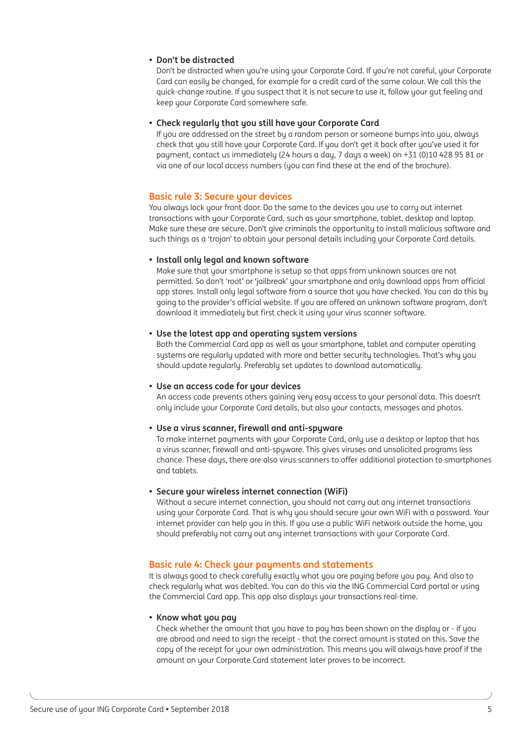- **Don't be distracted**
  Don't be distracted when you're using your Corporate Card. If you're not careful, your Corporate Card can easily be changed, for example for a credit card of the same colour. We call this the quick-change routine. If you suspect that it is not secure to use it, follow your gut feeling and keep your Corporate Card somewhere safe.

- **Check regularly that you still have your Corporate Card**
  If you are addressed on the street by a random person or someone bumps into you, always check that you still have your Corporate Card. If you don't get it back after you've used it for payment, contact us immediately (24 hours a day, 7 days a week) on +31 (0)10 428 95 81 or via one of our local access numbers (you can find these at the end of the brochure).

## Basic rule 3: Secure your devices

You always lock your front door. Do the same to the devices you use to carry out internet transactions with your Corporate Card, such as your smartphone, tablet, desktop and laptop. Make sure these are secure. Don't give criminals the opportunity to install malicious software and such things as a 'trojan' to obtain your personal details including your Corporate Card details.

- **Install only legal and known software**
  Make sure that your smartphone is setup so that apps from unknown sources are not permitted. So don't 'root' or 'jailbreak' your smartphone and only download apps from official app stores. Install only legal software from a source that you have checked. You can do this by going to the provider's official website. If you are offered an unknown software program, don't download it immediately but first check it using your virus scanner software.

- **Use the latest app and operating system versions**
  Both the Commercial Card app as well as your smartphone, tablet and computer operating systems are regularly updated with more and better security technologies. That's why you should update regularly. Preferably set updates to download automatically.

- **Use an access code for your devices**
  An access code prevents others gaining very easy access to your personal data. This doesn't only include your Corporate Card details, but also your contacts, messages and photos.

- **Use a virus scanner, firewall and anti-spyware**
  To make internet payments with your Corporate Card, only use a desktop or laptop that has a virus scanner, firewall and anti-spyware. This gives viruses and unsolicited programs less chance. These days, there are also virus scanners to offer additional protection to smartphones and tablets.

- **Secure your wireless internet connection (WiFi)**
  Without a secure internet connection, you should not carry out any internet transactions using your Corporate Card. That is why you should secure your own WiFi with a password. Your internet provider can help you in this. If you use a public WiFi network outside the home, you should preferably not carry out any internet transactions with your Corporate Card.

## Basic rule 4: Check your payments and statements

It is always good to check carefully exactly what you are paying before you pay. And also to check regularly what was debited. You can do this via the ING Commercial Card portal or using the Commercial Card app. This app also displays your transactions real-time.

- **Know what you pay**
  Check whether the amount that you have to pay has been shown on the display or - if you are abroad and need to sign the receipt - that the correct amount is stated on this. Save the copy of the receipt for your own administration. This means you will always have proof if the amount on your Corporate Card statement later proves to be incorrect.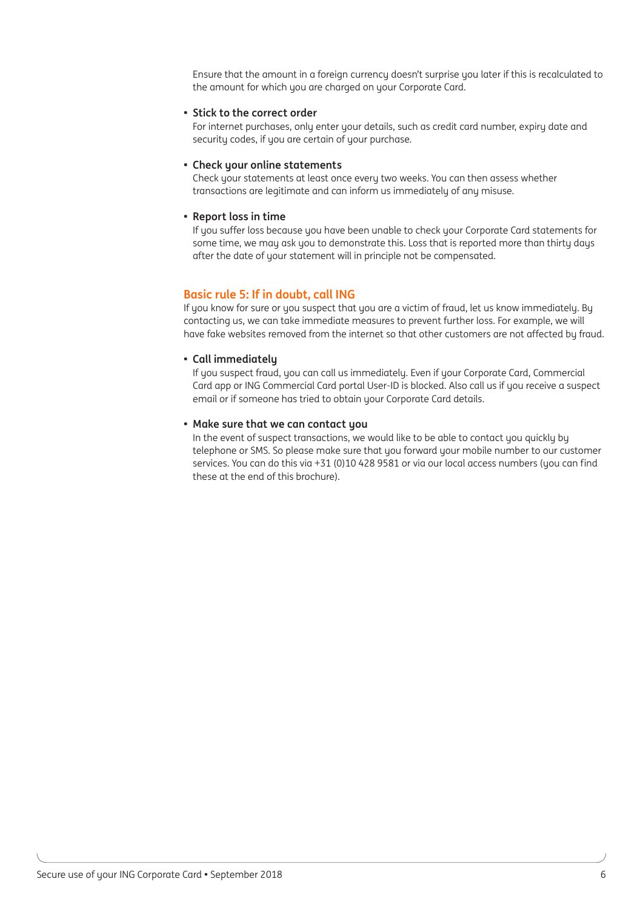Ensure that the amount in a foreign currency doesn't surprise you later if this is recalculated to the amount for which you are charged on your Corporate Card.

- **Stick to the correct order**
  For internet purchases, only enter your details, such as credit card number, expiry date and security codes, if you are certain of your purchase.

- **Check your online statements**
  Check your statements at least once every two weeks. You can then assess whether transactions are legitimate and can inform us immediately of any misuse.

- **Report loss in time**
  If you suffer loss because you have been unable to check your Corporate Card statements for some time, we may ask you to demonstrate this. Loss that is reported more than thirty days after the date of your statement will in principle not be compensated.

## Basic rule 5: If in doubt, call ING

If you know for sure or you suspect that you are a victim of fraud, let us know immediately. By contacting us, we can take immediate measures to prevent further loss. For example, we will have fake websites removed from the internet so that other customers are not affected by fraud.

- **Call immediately**
  If you suspect fraud, you can call us immediately. Even if your Corporate Card, Commercial Card app or ING Commercial Card portal User-ID is blocked. Also call us if you receive a suspect email or if someone has tried to obtain your Corporate Card details.

- **Make sure that we can contact you**
  In the event of suspect transactions, we would like to be able to contact you quickly by telephone or SMS. So please make sure that you forward your mobile number to our customer services. You can do this via +31 (0)10 428 9581 or via our local access numbers (you can find these at the end of this brochure).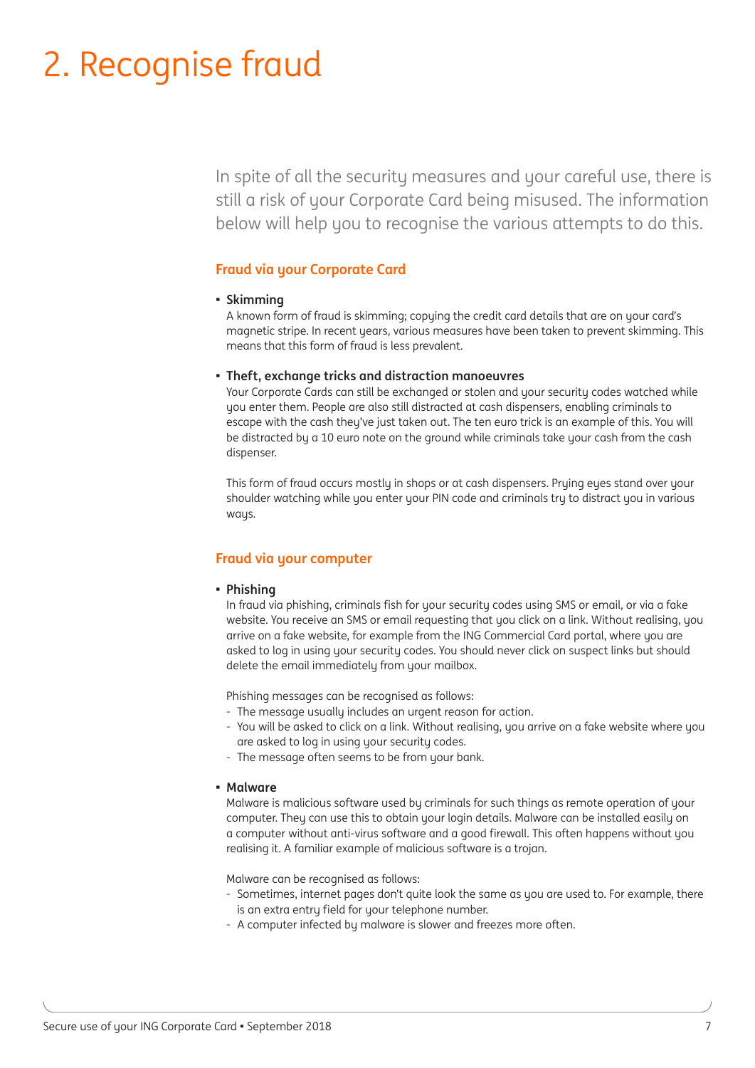# 2. Recognise fraud

In spite of all the security measures and your careful use, there is still a risk of your Corporate Card being misused. The information below will help you to recognise the various attempts to do this.

## Fraud via your Corporate Card

- **Skimming**
  A known form of fraud is skimming; copying the credit card details that are on your card's magnetic stripe. In recent years, various measures have been taken to prevent skimming. This means that this form of fraud is less prevalent.

- **Theft, exchange tricks and distraction manoeuvres**
  Your Corporate Cards can still be exchanged or stolen and your security codes watched while you enter them. People are also still distracted at cash dispensers, enabling criminals to escape with the cash they've just taken out. The ten euro trick is an example of this. You will be distracted by a 10 euro note on the ground while criminals take your cash from the cash dispenser.

  This form of fraud occurs mostly in shops or at cash dispensers. Prying eyes stand over your shoulder watching while you enter your PIN code and criminals try to distract you in various ways.

## Fraud via your computer

- **Phishing**
  In fraud via phishing, criminals fish for your security codes using SMS or email, or via a fake website. You receive an SMS or email requesting that you click on a link. Without realising, you arrive on a fake website, for example from the ING Commercial Card portal, where you are asked to log in using your security codes. You should never click on suspect links but should delete the email immediately from your mailbox.

  Phishing messages can be recognised as follows:
  - The message usually includes an urgent reason for action.
  - You will be asked to click on a link. Without realising, you arrive on a fake website where you are asked to log in using your security codes.
  - The message often seems to be from your bank.

- **Malware**
  Malware is malicious software used by criminals for such things as remote operation of your computer. They can use this to obtain your login details. Malware can be installed easily on a computer without anti-virus software and a good firewall. This often happens without you realising it. A familiar example of malicious software is a trojan.

  Malware can be recognised as follows:
  - Sometimes, internet pages don't quite look the same as you are used to. For example, there is an extra entry field for your telephone number.
  - A computer infected by malware is slower and freezes more often.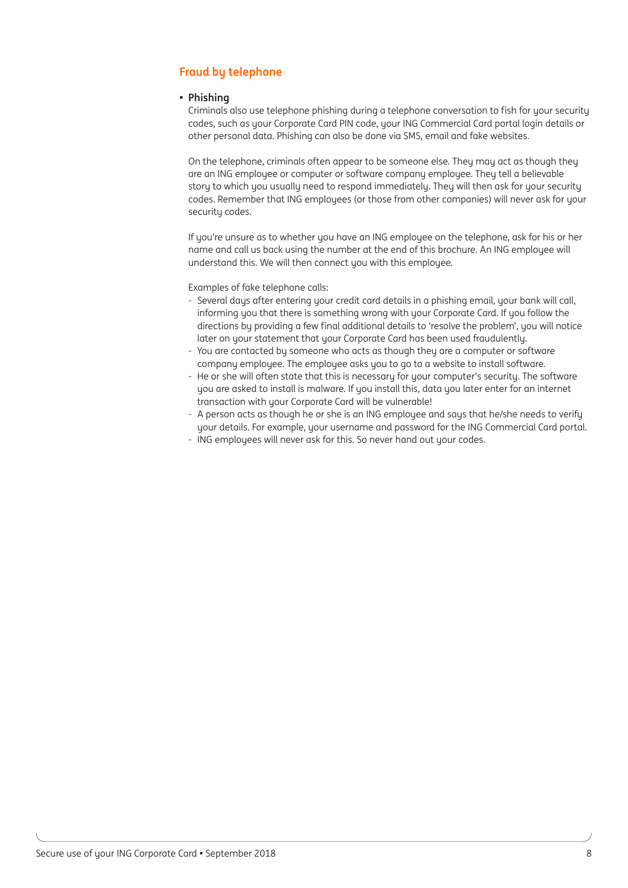## Fraud by telephone

- **Phishing**

  Criminals also use telephone phishing during a telephone conversation to fish for your security codes, such as your Corporate Card PIN code, your ING Commercial Card portal login details or other personal data. Phishing can also be done via SMS, email and fake websites.

  On the telephone, criminals often appear to be someone else. They may act as though they are an ING employee or computer or software company employee. They tell a believable story to which you usually need to respond immediately. They will then ask for your security codes. Remember that ING employees (or those from other companies) will never ask for your security codes.

  If you're unsure as to whether you have an ING employee on the telephone, ask for his or her name and call us back using the number at the end of this brochure. An ING employee will understand this. We will then connect you with this employee.

  Examples of fake telephone calls:
  - Several days after entering your credit card details in a phishing email, your bank will call, informing you that there is something wrong with your Corporate Card. If you follow the directions by providing a few final additional details to 'resolve the problem', you will notice later on your statement that your Corporate Card has been used fraudulently.
  - You are contacted by someone who acts as though they are a computer or software company employee. The employee asks you to go to a website to install software.
  - He or she will often state that this is necessary for your computer's security. The software you are asked to install is malware. If you install this, data you later enter for an internet transaction with your Corporate Card will be vulnerable!
  - A person acts as though he or she is an ING employee and says that he/she needs to verify your details. For example, your username and password for the ING Commercial Card portal.
  - ING employees will never ask for this. So never hand out your codes.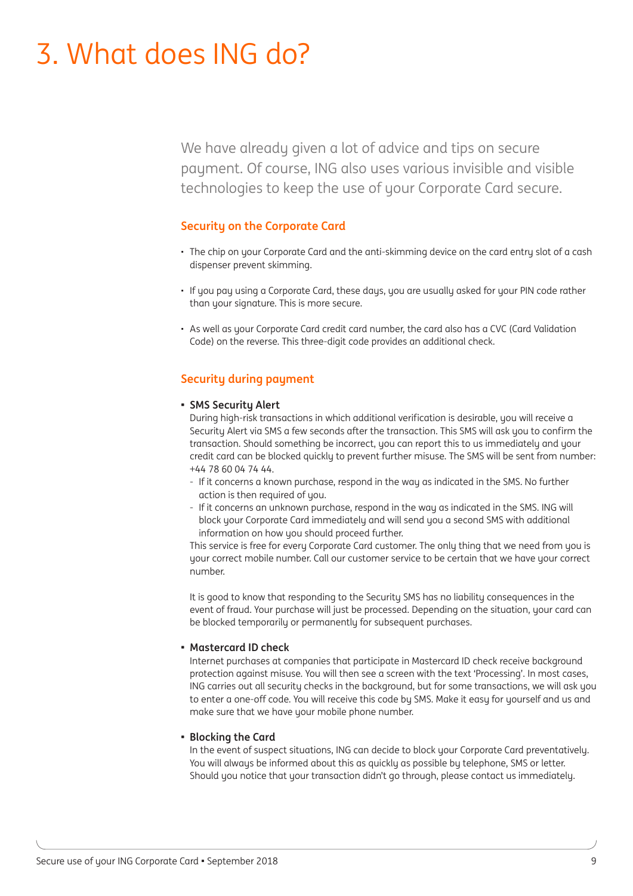# 3. What does ING do?

We have already given a lot of advice and tips on secure payment. Of course, ING also uses various invisible and visible technologies to keep the use of your Corporate Card secure.

## Security on the Corporate Card

- The chip on your Corporate Card and the anti-skimming device on the card entry slot of a cash dispenser prevent skimming.
- If you pay using a Corporate Card, these days, you are usually asked for your PIN code rather than your signature. This is more secure.
- As well as your Corporate Card credit card number, the card also has a CVC (Card Validation Code) on the reverse. This three-digit code provides an additional check.

## Security during payment

- **SMS Security Alert**
  During high-risk transactions in which additional verification is desirable, you will receive a Security Alert via SMS a few seconds after the transaction. This SMS will ask you to confirm the transaction. Should something be incorrect, you can report this to us immediately and your credit card can be blocked quickly to prevent further misuse. The SMS will be sent from number: +44 78 60 04 74 44.
  - If it concerns a known purchase, respond in the way as indicated in the SMS. No further action is then required of you.
  - If it concerns an unknown purchase, respond in the way as indicated in the SMS. ING will block your Corporate Card immediately and will send you a second SMS with additional information on how you should proceed further.

  This service is free for every Corporate Card customer. The only thing that we need from you is your correct mobile number. Call our customer service to be certain that we have your correct number.

  It is good to know that responding to the Security SMS has no liability consequences in the event of fraud. Your purchase will just be processed. Depending on the situation, your card can be blocked temporarily or permanently for subsequent purchases.

- **Mastercard ID check**
  Internet purchases at companies that participate in Mastercard ID check receive background protection against misuse. You will then see a screen with the text 'Processing'. In most cases, ING carries out all security checks in the background, but for some transactions, we will ask you to enter a one-off code. You will receive this code by SMS. Make it easy for yourself and us and make sure that we have your mobile phone number.

- **Blocking the Card**
  In the event of suspect situations, ING can decide to block your Corporate Card preventatively. You will always be informed about this as quickly as possible by telephone, SMS or letter. Should you notice that your transaction didn't go through, please contact us immediately.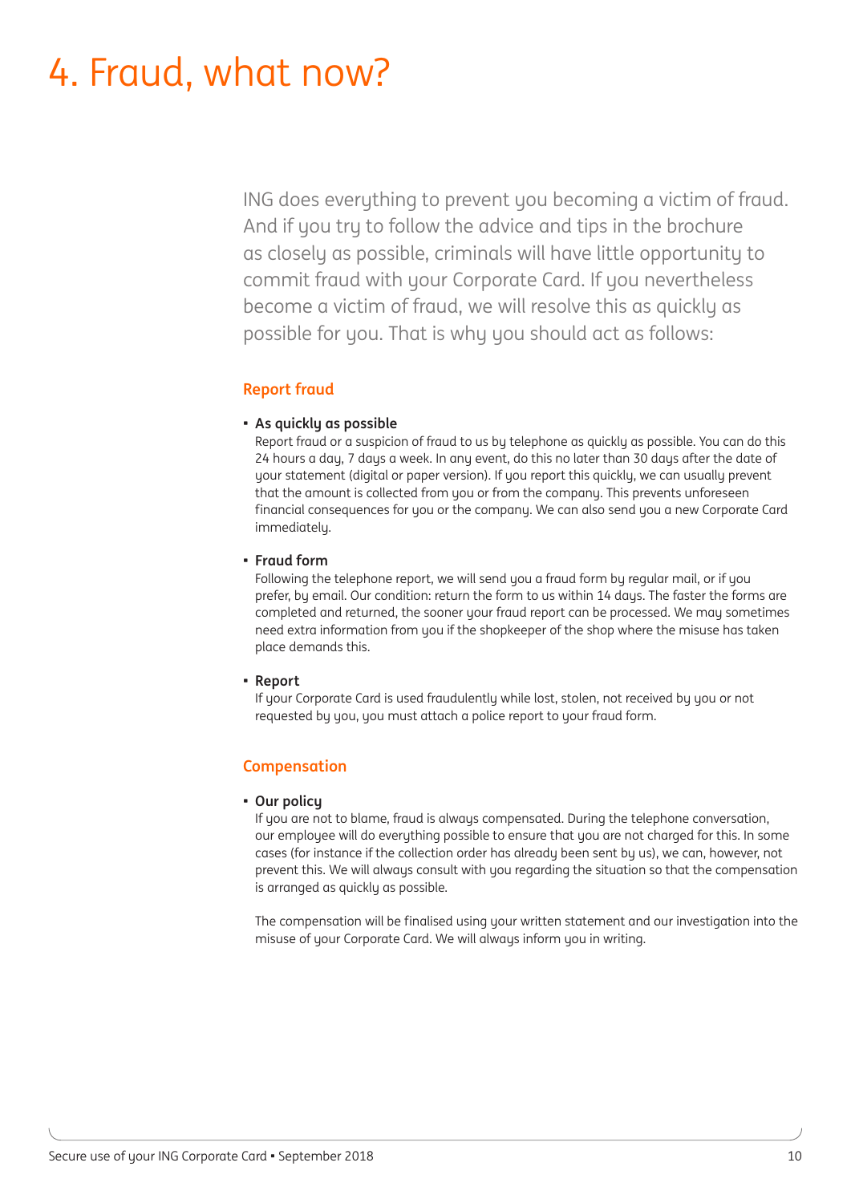# 4. Fraud, what now?

ING does everything to prevent you becoming a victim of fraud. And if you try to follow the advice and tips in the brochure as closely as possible, criminals will have little opportunity to commit fraud with your Corporate Card. If you nevertheless become a victim of fraud, we will resolve this as quickly as possible for you. That is why you should act as follows:

### Report fraud

- **As quickly as possible**
  Report fraud or a suspicion of fraud to us by telephone as quickly as possible. You can do this 24 hours a day, 7 days a week. In any event, do this no later than 30 days after the date of your statement (digital or paper version). If you report this quickly, we can usually prevent that the amount is collected from you or from the company. This prevents unforeseen financial consequences for you or the company. We can also send you a new Corporate Card immediately.

- **Fraud form**
  Following the telephone report, we will send you a fraud form by regular mail, or if you prefer, by email. Our condition: return the form to us within 14 days. The faster the forms are completed and returned, the sooner your fraud report can be processed. We may sometimes need extra information from you if the shopkeeper of the shop where the misuse has taken place demands this.

- **Report**
  If your Corporate Card is used fraudulently while lost, stolen, not received by you or not requested by you, you must attach a police report to your fraud form.

### Compensation

- **Our policy**
  If you are not to blame, fraud is always compensated. During the telephone conversation, our employee will do everything possible to ensure that you are not charged for this. In some cases (for instance if the collection order has already been sent by us), we can, however, not prevent this. We will always consult with you regarding the situation so that the compensation is arranged as quickly as possible.

  The compensation will be finalised using your written statement and our investigation into the misuse of your Corporate Card. We will always inform you in writing.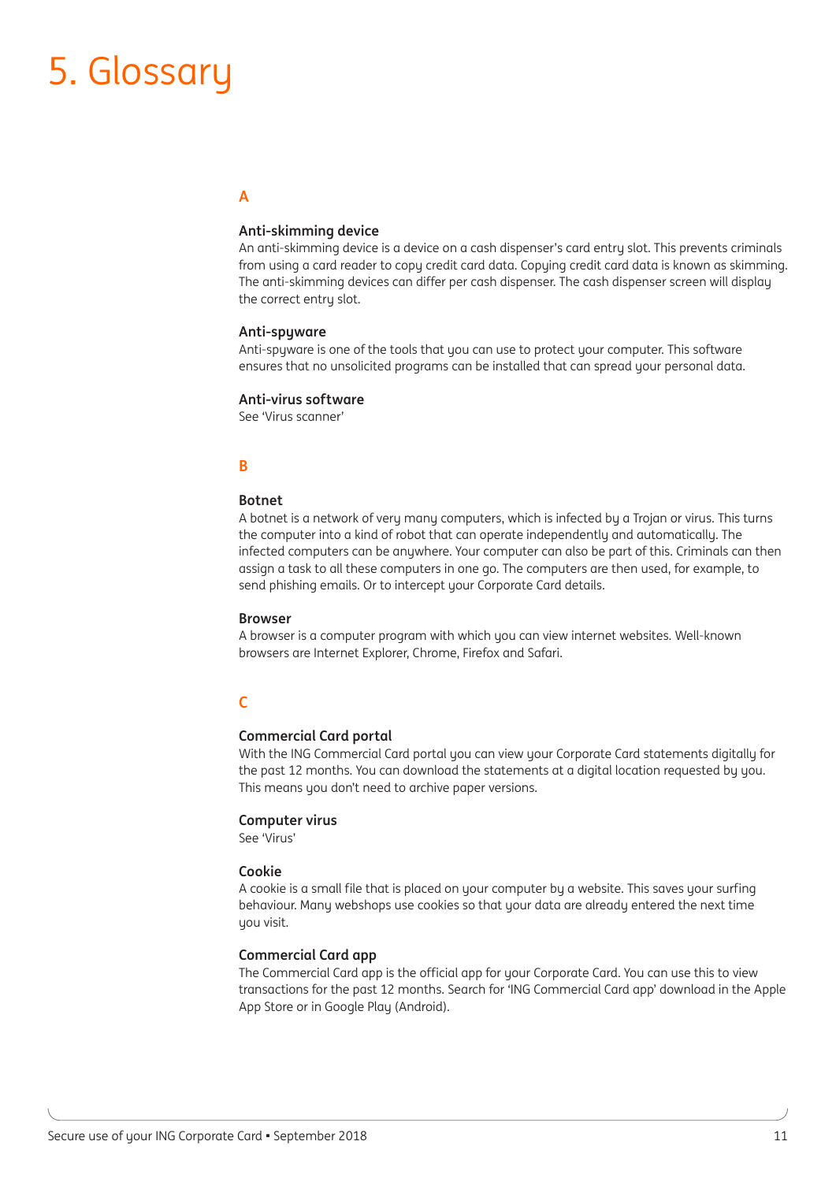# 5. Glossary

## A

### Anti-skimming device

An anti-skimming device is a device on a cash dispenser's card entry slot. This prevents criminals from using a card reader to copy credit card data. Copying credit card data is known as skimming. The anti-skimming devices can differ per cash dispenser. The cash dispenser screen will display the correct entry slot.

### Anti-spyware

Anti-spyware is one of the tools that you can use to protect your computer. This software ensures that no unsolicited programs can be installed that can spread your personal data.

### Anti-virus software

See 'Virus scanner'

## B

### Botnet

A botnet is a network of very many computers, which is infected by a Trojan or virus. This turns the computer into a kind of robot that can operate independently and automatically. The infected computers can be anywhere. Your computer can also be part of this. Criminals can then assign a task to all these computers in one go. The computers are then used, for example, to send phishing emails. Or to intercept your Corporate Card details.

### Browser

A browser is a computer program with which you can view internet websites. Well-known browsers are Internet Explorer, Chrome, Firefox and Safari.

## C

### Commercial Card portal

With the ING Commercial Card portal you can view your Corporate Card statements digitally for the past 12 months. You can download the statements at a digital location requested by you. This means you don't need to archive paper versions.

### Computer virus

See 'Virus'

### Cookie

A cookie is a small file that is placed on your computer by a website. This saves your surfing behaviour. Many webshops use cookies so that your data are already entered the next time you visit.

### Commercial Card app

The Commercial Card app is the official app for your Corporate Card. You can use this to view transactions for the past 12 months. Search for 'ING Commercial Card app' download in the Apple App Store or in Google Play (Android).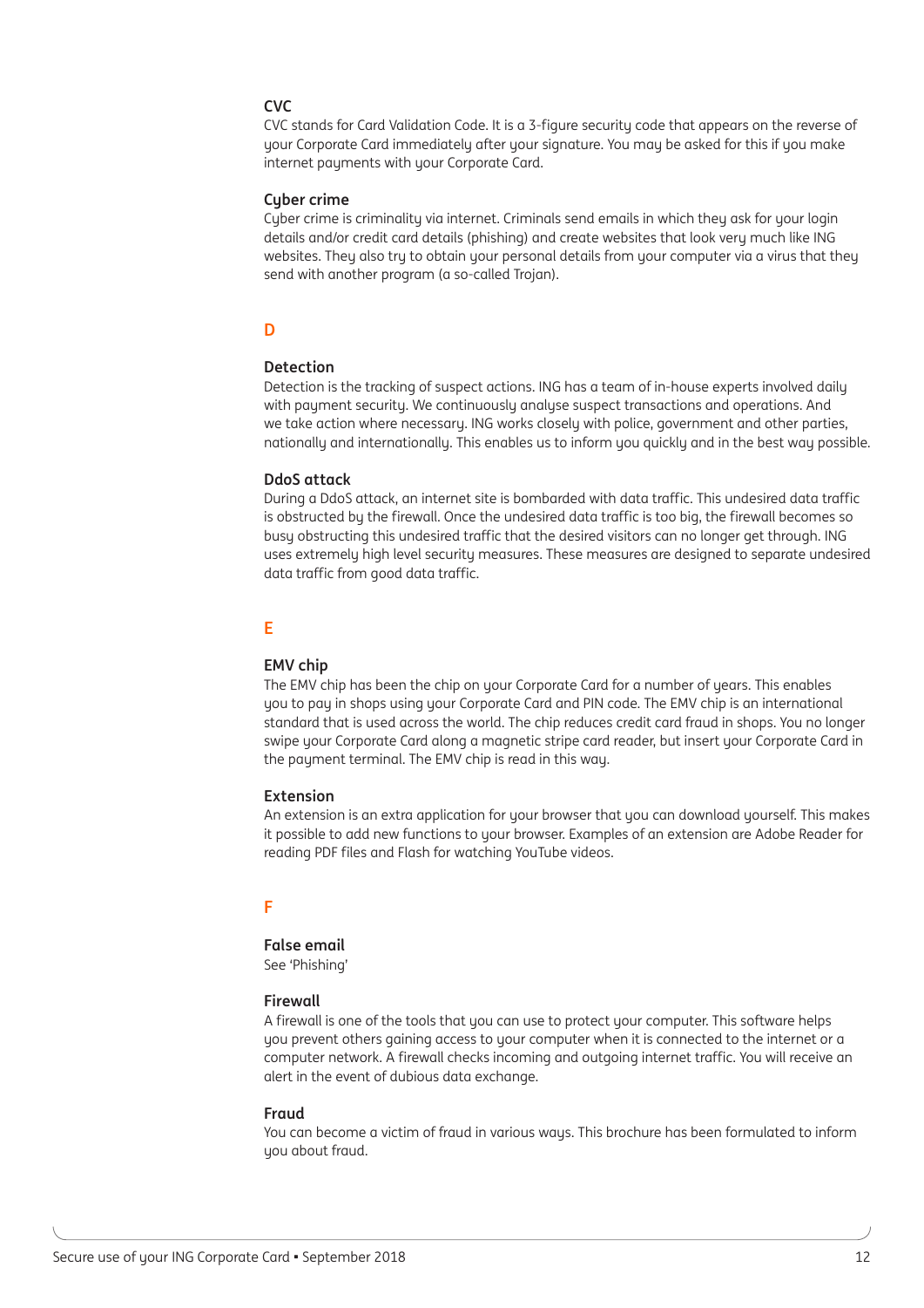### CVC

CVC stands for Card Validation Code. It is a 3-figure security code that appears on the reverse of your Corporate Card immediately after your signature. You may be asked for this if you make internet payments with your Corporate Card.

### Cyber crime

Cyber crime is criminality via internet. Criminals send emails in which they ask for your login details and/or credit card details (phishing) and create websites that look very much like ING websites. They also try to obtain your personal details from your computer via a virus that they send with another program (a so-called Trojan).

## D

### Detection

Detection is the tracking of suspect actions. ING has a team of in-house experts involved daily with payment security. We continuously analyse suspect transactions and operations. And we take action where necessary. ING works closely with police, government and other parties, nationally and internationally. This enables us to inform you quickly and in the best way possible.

### DdoS attack

During a DdoS attack, an internet site is bombarded with data traffic. This undesired data traffic is obstructed by the firewall. Once the undesired data traffic is too big, the firewall becomes so busy obstructing this undesired traffic that the desired visitors can no longer get through. ING uses extremely high level security measures. These measures are designed to separate undesired data traffic from good data traffic.

## E

### EMV chip

The EMV chip has been the chip on your Corporate Card for a number of years. This enables you to pay in shops using your Corporate Card and PIN code. The EMV chip is an international standard that is used across the world. The chip reduces credit card fraud in shops. You no longer swipe your Corporate Card along a magnetic stripe card reader, but insert your Corporate Card in the payment terminal. The EMV chip is read in this way.

### Extension

An extension is an extra application for your browser that you can download yourself. This makes it possible to add new functions to your browser. Examples of an extension are Adobe Reader for reading PDF files and Flash for watching YouTube videos.

## F

### False email

See 'Phishing'

### Firewall

A firewall is one of the tools that you can use to protect your computer. This software helps you prevent others gaining access to your computer when it is connected to the internet or a computer network. A firewall checks incoming and outgoing internet traffic. You will receive an alert in the event of dubious data exchange.

### Fraud

You can become a victim of fraud in various ways. This brochure has been formulated to inform you about fraud.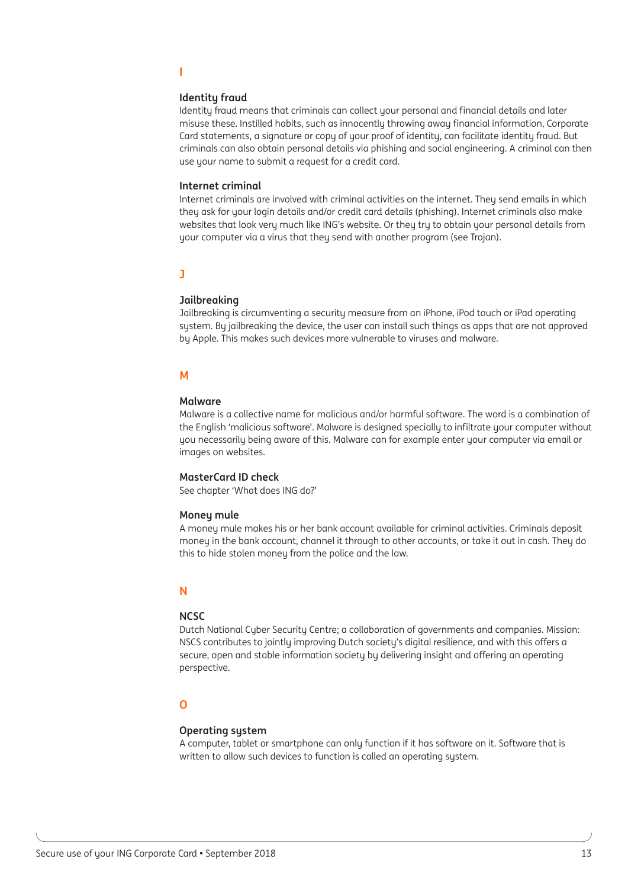## I

### Identity fraud

Identity fraud means that criminals can collect your personal and financial details and later misuse these. Instilled habits, such as innocently throwing away financial information, Corporate Card statements, a signature or copy of your proof of identity, can facilitate identity fraud. But criminals can also obtain personal details via phishing and social engineering. A criminal can then use your name to submit a request for a credit card.

### Internet criminal

Internet criminals are involved with criminal activities on the internet. They send emails in which they ask for your login details and/or credit card details (phishing). Internet criminals also make websites that look very much like ING's website. Or they try to obtain your personal details from your computer via a virus that they send with another program (see Trojan).

## J

### Jailbreaking

Jailbreaking is circumventing a security measure from an iPhone, iPod touch or iPad operating system. By jailbreaking the device, the user can install such things as apps that are not approved by Apple. This makes such devices more vulnerable to viruses and malware.

## M

### Malware

Malware is a collective name for malicious and/or harmful software. The word is a combination of the English 'malicious software'. Malware is designed specially to infiltrate your computer without you necessarily being aware of this. Malware can for example enter your computer via email or images on websites.

### MasterCard ID check

See chapter 'What does ING do?'

### Money mule

A money mule makes his or her bank account available for criminal activities. Criminals deposit money in the bank account, channel it through to other accounts, or take it out in cash. They do this to hide stolen money from the police and the law.

## N

### NCSC

Dutch National Cyber Security Centre; a collaboration of governments and companies. Mission: NSCS contributes to jointly improving Dutch society's digital resilience, and with this offers a secure, open and stable information society by delivering insight and offering an operating perspective.

## O

### Operating system

A computer, tablet or smartphone can only function if it has software on it. Software that is written to allow such devices to function is called an operating system.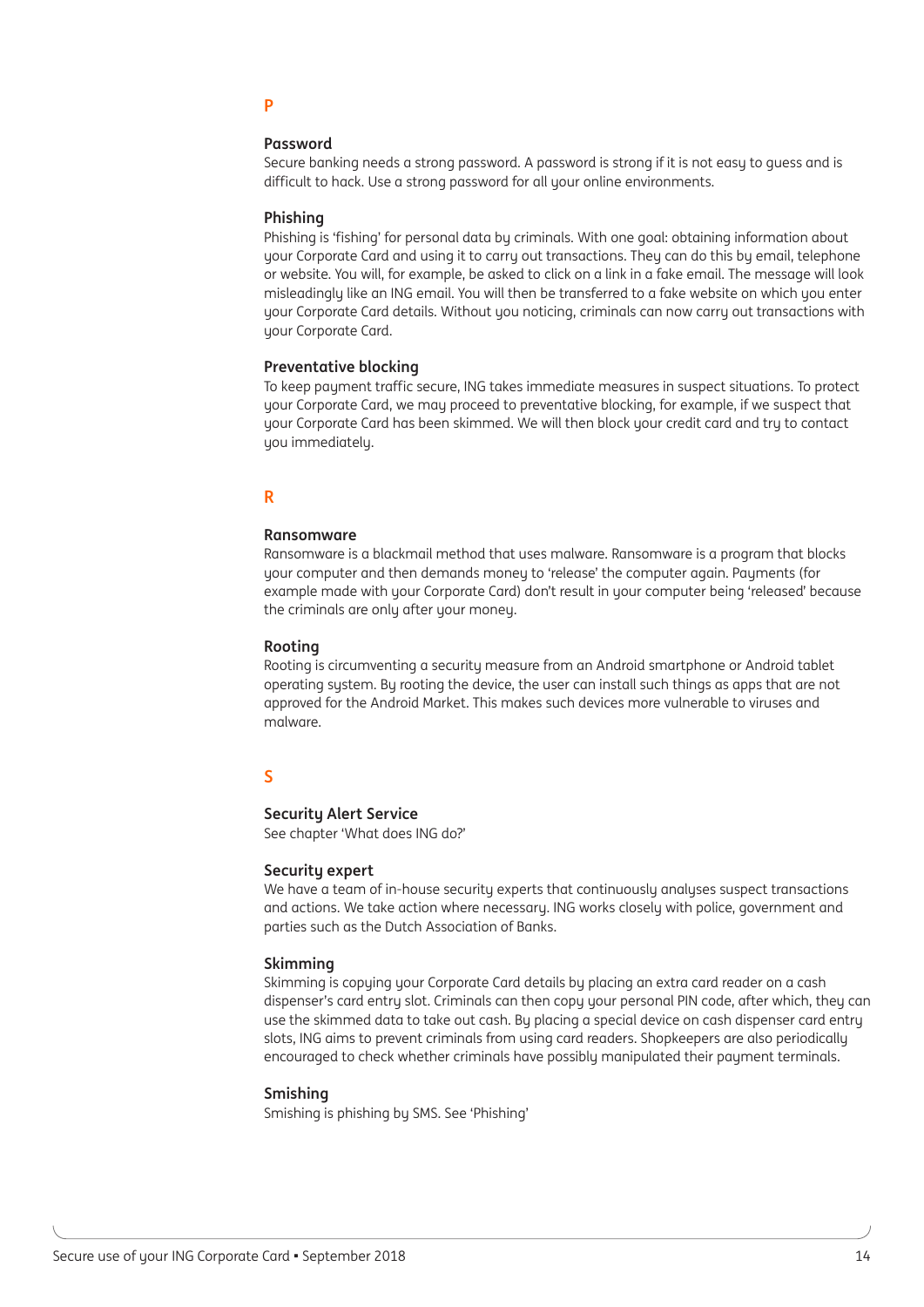## P

### Password

Secure banking needs a strong password. A password is strong if it is not easy to guess and is difficult to hack. Use a strong password for all your online environments.

### Phishing

Phishing is 'fishing' for personal data by criminals. With one goal: obtaining information about your Corporate Card and using it to carry out transactions. They can do this by email, telephone or website. You will, for example, be asked to click on a link in a fake email. The message will look misleadingly like an ING email. You will then be transferred to a fake website on which you enter your Corporate Card details. Without you noticing, criminals can now carry out transactions with your Corporate Card.

### Preventative blocking

To keep payment traffic secure, ING takes immediate measures in suspect situations. To protect your Corporate Card, we may proceed to preventative blocking, for example, if we suspect that your Corporate Card has been skimmed. We will then block your credit card and try to contact you immediately.

## R

### Ransomware

Ransomware is a blackmail method that uses malware. Ransomware is a program that blocks your computer and then demands money to 'release' the computer again. Payments (for example made with your Corporate Card) don't result in your computer being 'released' because the criminals are only after your money.

### Rooting

Rooting is circumventing a security measure from an Android smartphone or Android tablet operating system. By rooting the device, the user can install such things as apps that are not approved for the Android Market. This makes such devices more vulnerable to viruses and malware.

## S

### Security Alert Service

See chapter 'What does ING do?'

### Security expert

We have a team of in-house security experts that continuously analyses suspect transactions and actions. We take action where necessary. ING works closely with police, government and parties such as the Dutch Association of Banks.

### Skimming

Skimming is copying your Corporate Card details by placing an extra card reader on a cash dispenser's card entry slot. Criminals can then copy your personal PIN code, after which, they can use the skimmed data to take out cash. By placing a special device on cash dispenser card entry slots, ING aims to prevent criminals from using card readers. Shopkeepers are also periodically encouraged to check whether criminals have possibly manipulated their payment terminals.

### Smishing

Smishing is phishing by SMS. See 'Phishing'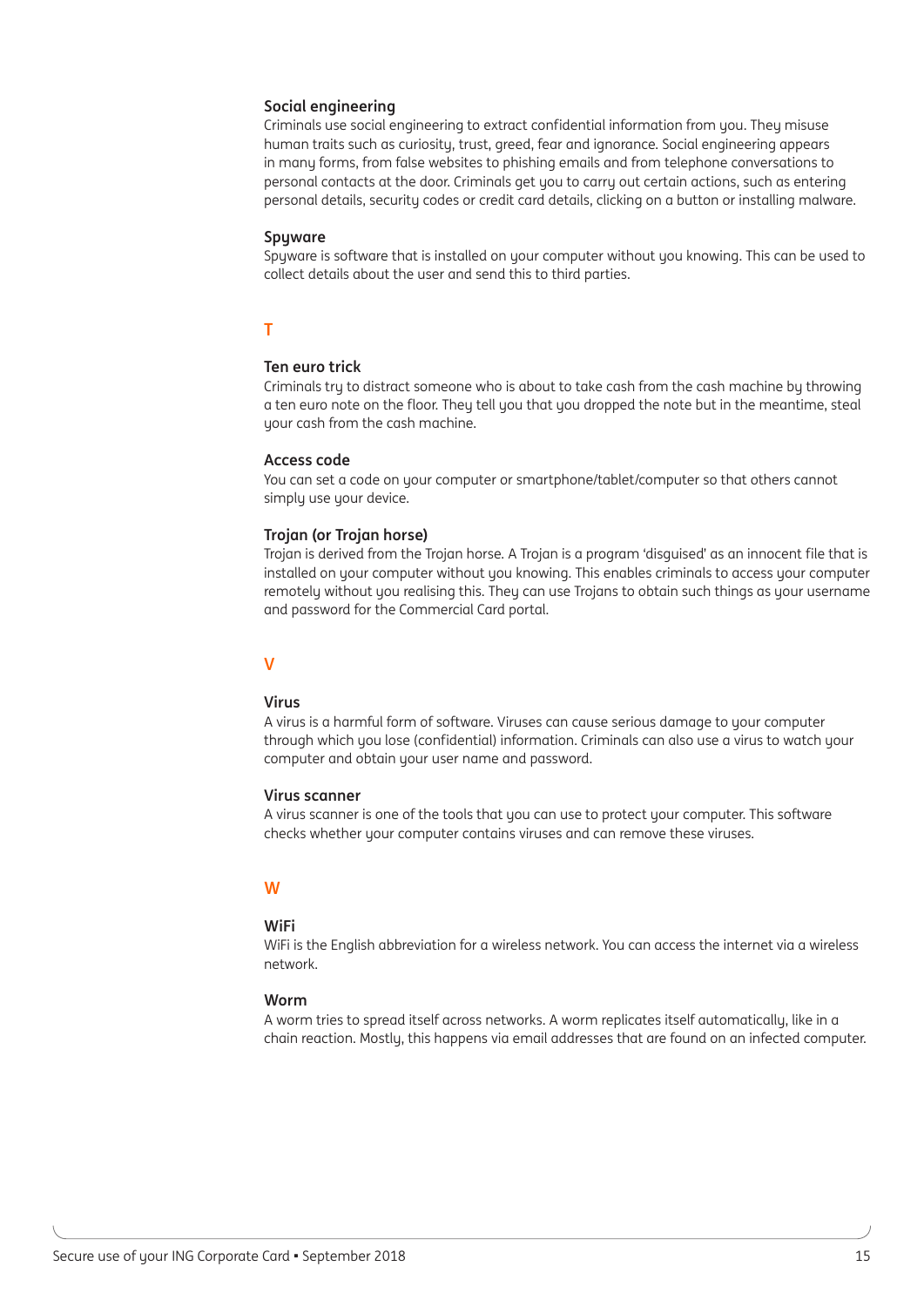### Social engineering

Criminals use social engineering to extract confidential information from you. They misuse human traits such as curiosity, trust, greed, fear and ignorance. Social engineering appears in many forms, from false websites to phishing emails and from telephone conversations to personal contacts at the door. Criminals get you to carry out certain actions, such as entering personal details, security codes or credit card details, clicking on a button or installing malware.

### Spyware

Spyware is software that is installed on your computer without you knowing. This can be used to collect details about the user and send this to third parties.

## T

### Ten euro trick

Criminals try to distract someone who is about to take cash from the cash machine by throwing a ten euro note on the floor. They tell you that you dropped the note but in the meantime, steal your cash from the cash machine.

### Access code

You can set a code on your computer or smartphone/tablet/computer so that others cannot simply use your device.

### Trojan (or Trojan horse)

Trojan is derived from the Trojan horse. A Trojan is a program 'disguised' as an innocent file that is installed on your computer without you knowing. This enables criminals to access your computer remotely without you realising this. They can use Trojans to obtain such things as your username and password for the Commercial Card portal.

## V

### Virus

A virus is a harmful form of software. Viruses can cause serious damage to your computer through which you lose (confidential) information. Criminals can also use a virus to watch your computer and obtain your user name and password.

### Virus scanner

A virus scanner is one of the tools that you can use to protect your computer. This software checks whether your computer contains viruses and can remove these viruses.

## W

### WiFi

WiFi is the English abbreviation for a wireless network. You can access the internet via a wireless network.

### Worm

A worm tries to spread itself across networks. A worm replicates itself automatically, like in a chain reaction. Mostly, this happens via email addresses that are found on an infected computer.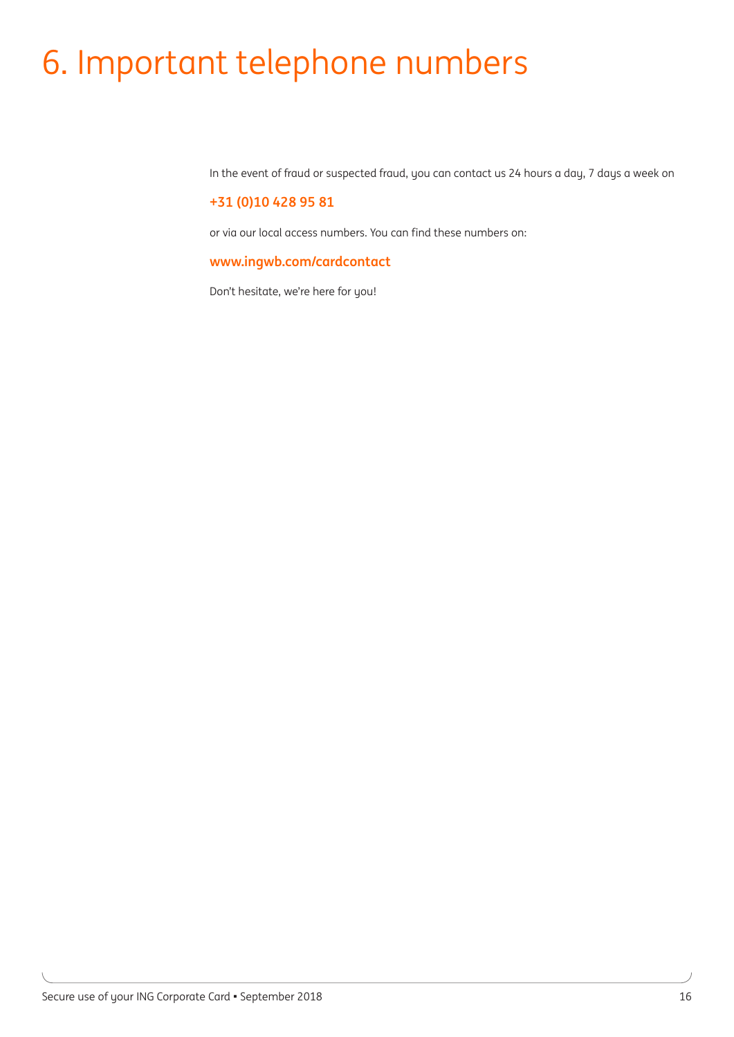# 6. Important telephone numbers

In the event of fraud or suspected fraud, you can contact us 24 hours a day, 7 days a week on

**+31 (0)10 428 95 81**

or via our local access numbers. You can find these numbers on:

**www.ingwb.com/cardcontact**

Don't hesitate, we're here for you!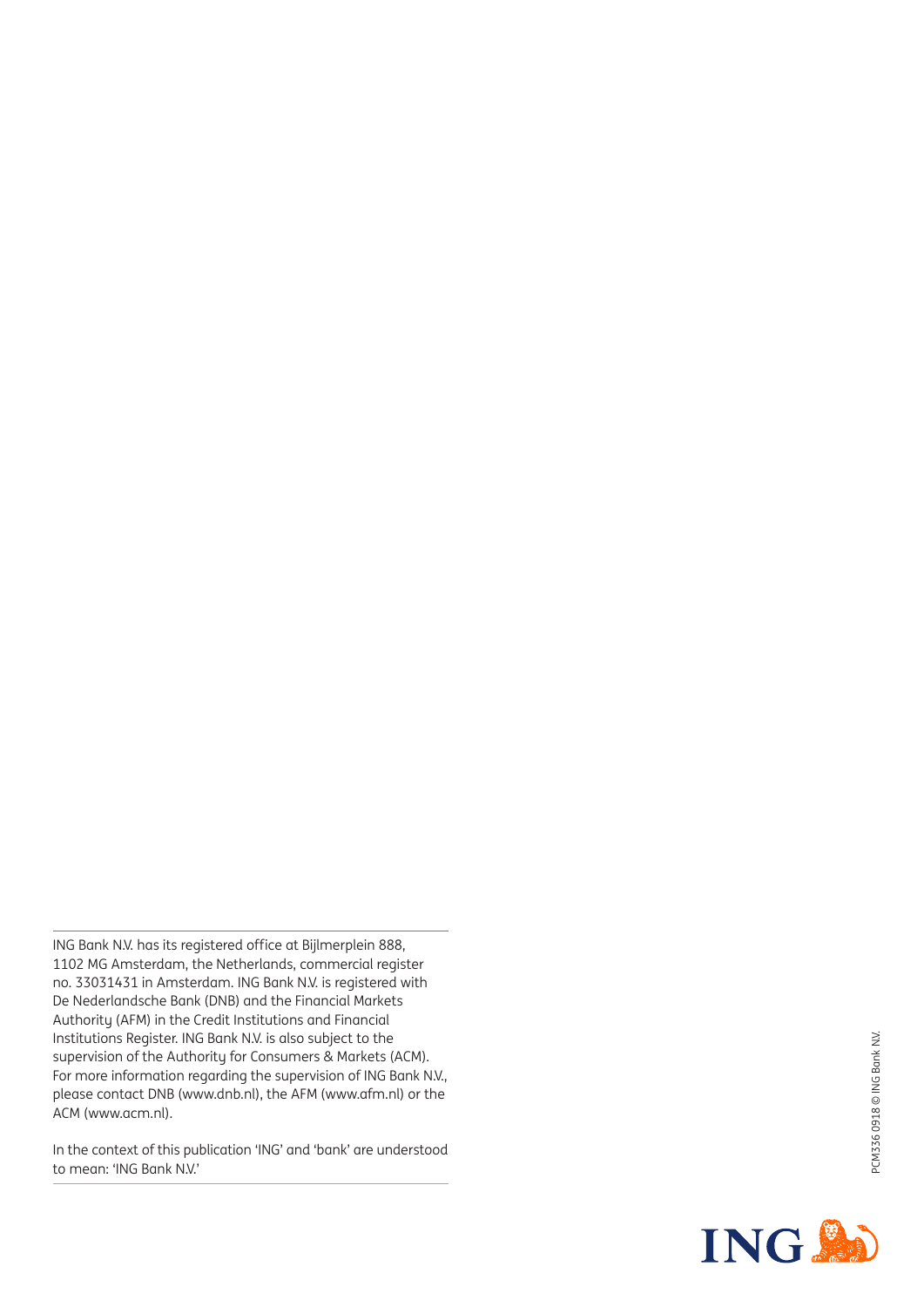ING Bank N.V. has its registered office at Bijlmerplein 888, 1102 MG Amsterdam, the Netherlands, commercial register no. 33031431 in Amsterdam. ING Bank N.V. is registered with De Nederlandsche Bank (DNB) and the Financial Markets Authority (AFM) in the Credit Institutions and Financial Institutions Register. ING Bank N.V. is also subject to the supervision of the Authority for Consumers & Markets (ACM). For more information regarding the supervision of ING Bank N.V., please contact DNB (www.dnb.nl), the AFM (www.afm.nl) or the ACM (www.acm.nl).

In the context of this publication 'ING' and 'bank' are understood to mean: 'ING Bank N.V.'

PCM336 0918 © ING Bank N.V.

ING